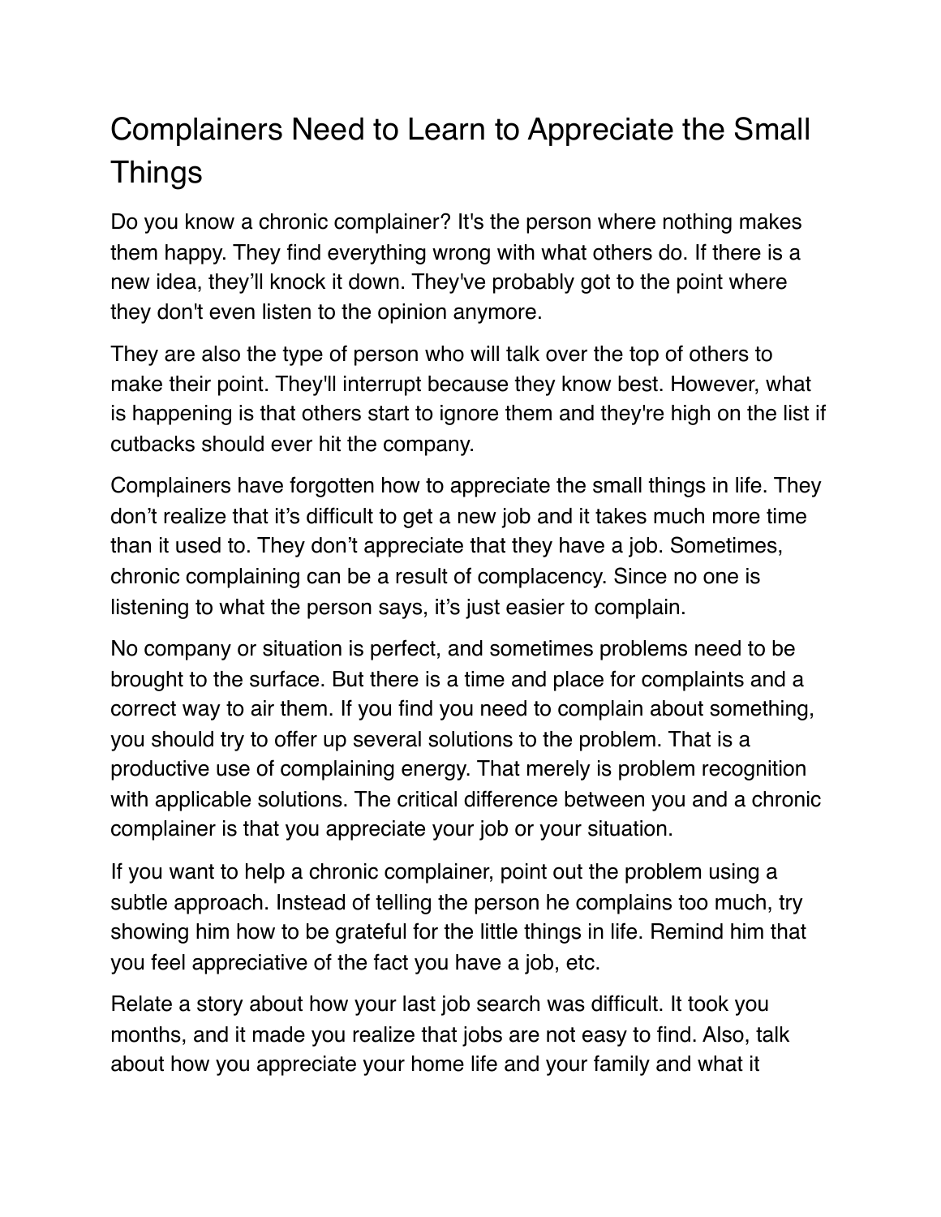# Complainers Need to Learn to Appreciate the Small Things

Do you know a chronic complainer? It's the person where nothing makes them happy. They find everything wrong with what others do. If there is a new idea, they'll knock it down. They've probably got to the point where they don't even listen to the opinion anymore.

They are also the type of person who will talk over the top of others to make their point. They'll interrupt because they know best. However, what is happening is that others start to ignore them and they're high on the list if cutbacks should ever hit the company.

Complainers have forgotten how to appreciate the small things in life. They don't realize that it's difficult to get a new job and it takes much more time than it used to. They don't appreciate that they have a job. Sometimes, chronic complaining can be a result of complacency. Since no one is listening to what the person says, it's just easier to complain.

No company or situation is perfect, and sometimes problems need to be brought to the surface. But there is a time and place for complaints and a correct way to air them. If you find you need to complain about something, you should try to offer up several solutions to the problem. That is a productive use of complaining energy. That merely is problem recognition with applicable solutions. The critical difference between you and a chronic complainer is that you appreciate your job or your situation.

If you want to help a chronic complainer, point out the problem using a subtle approach. Instead of telling the person he complains too much, try showing him how to be grateful for the little things in life. Remind him that you feel appreciative of the fact you have a job, etc.

Relate a story about how your last job search was difficult. It took you months, and it made you realize that jobs are not easy to find. Also, talk about how you appreciate your home life and your family and what it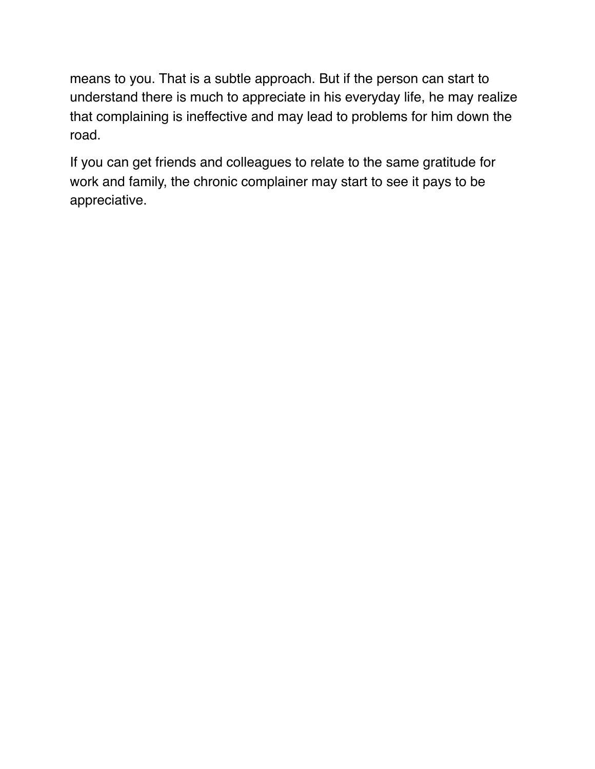means to you. That is a subtle approach. But if the person can start to understand there is much to appreciate in his everyday life, he may realize that complaining is ineffective and may lead to problems for him down the road.

If you can get friends and colleagues to relate to the same gratitude for work and family, the chronic complainer may start to see it pays to be appreciative.